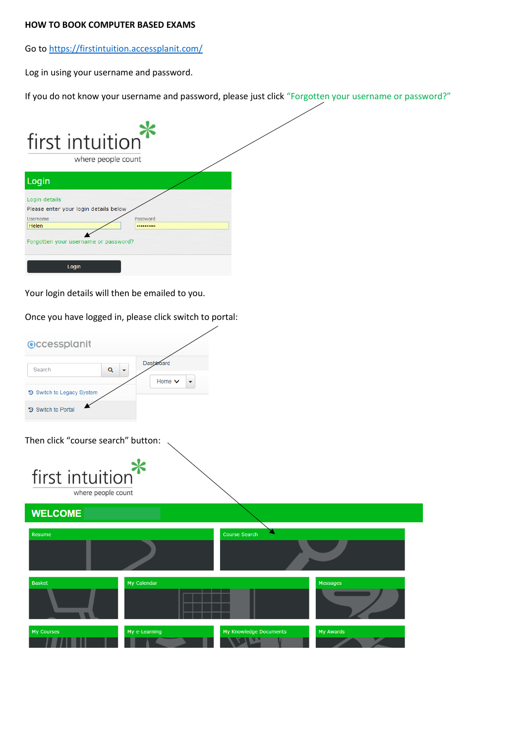**HOW TO BOOK COMPUTER BASED EXAMS**

Go to https://firstintuition.accessplanit.com/

Log in using your username and password.

If you do not know your username and password, please just click "Forgotten your username or password?"

first intuition
where people count

Login

Login details

Please enter your login details below

Username

Helen

Password

Forgotten your username or password?

Login

Your login details will then be emailed to you.

Once you have logged in, please click switch to portal:

accessplanit

Search

Dashboard

Home

Switch to Legacy System

Switch to Portal

Then click "course search" button:

first intuition
where people count

WELCOME

Resume

Course Search

Basket

My Calendar

Messages

My Courses

My e-Learning

My Knowledge Documents

My Awards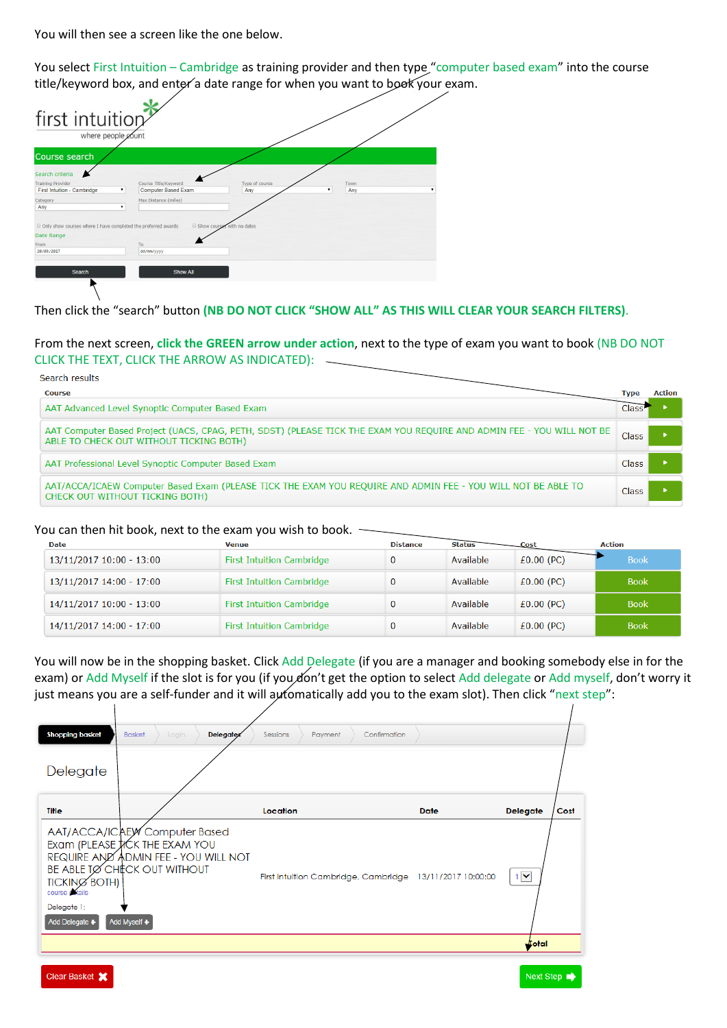You will then see a screen like the one below.

You select First Intuition – Cambridge as training provider and then type "computer based exam" into the course title/keyword box, and enter a date range for when you want to book your exam.

first intuition
where people count

Course search

Search criteria

| Training Provider | Course Title/Keyword | Type of course | Town |
|---|---|---|---|
| First Intuition - Cambridge | Computer Based Exam | Any | Any |
| Category | Max Distance (miles) | | |
| Any | | | |

Only show courses where I have completed the preferred awards
Show courses with no dates

Date Range

| From | To |
|---|---|
| 20/09/2017 | dd/mm/yyyy |

Search | Show All

Then click the "search" button **(NB DO NOT CLICK "SHOW ALL" AS THIS WILL CLEAR YOUR SEARCH FILTERS)**.

From the next screen, **click the GREEN arrow under action**, next to the type of exam you want to book (NB DO NOT CLICK THE TEXT, CLICK THE ARROW AS INDICATED):

Search results

| Course | Type | Action |
|---|---|---|
| AAT Advanced Level Synoptic Computer Based Exam | Class | ▸ |
| AAT Computer Based Project (UACS, CPAG, PETH, SDST) (PLEASE TICK THE EXAM YOU REQUIRE AND ADMIN FEE - YOU WILL NOT BE ABLE TO CHECK OUT WITHOUT TICKING BOTH) | Class | ▸ |
| AAT Professional Level Synoptic Computer Based Exam | Class | ▸ |
| AAT/ACCA/ICAEW Computer Based Exam (PLEASE TICK THE EXAM YOU REQUIRE AND ADMIN FEE - YOU WILL NOT BE ABLE TO CHECK OUT WITHOUT TICKING BOTH) | Class | ▸ |

You can then hit book, next to the exam you wish to book.

| Date | Venue | Distance | Status | Cost | Action |
|---|---|---|---|---|---|
| 13/11/2017 10:00 - 13:00 | First Intuition Cambridge | 0 | Available | £0.00 (PC) | Book |
| 13/11/2017 14:00 - 17:00 | First Intuition Cambridge | 0 | Available | £0.00 (PC) | Book |
| 14/11/2017 10:00 - 13:00 | First Intuition Cambridge | 0 | Available | £0.00 (PC) | Book |
| 14/11/2017 14:00 - 17:00 | First Intuition Cambridge | 0 | Available | £0.00 (PC) | Book |

You will now be in the shopping basket. Click Add Delegate (if you are a manager and booking somebody else in for the exam) or Add Myself if the slot is for you (if you don't get the option to select Add delegate or Add myself, don't worry it just means you are a self-funder and it will automatically add you to the exam slot). Then click "next step":

Shopping basket | Basket | Login | Delegates | Sessions | Payment | Confirmation

Delegate

| Title | Location | Date | Delegate | Cost |
|---|---|---|---|---|
| AAT/ACCA/ICAEW Computer Based Exam (PLEASE TICK THE EXAM YOU REQUIRE AND ADMIN FEE - YOU WILL NOT BE ABLE TO CHECK OUT WITHOUT TICKING BOTH) course details<br>Delegate 1:<br>Add Delegate + / Add Myself + | First Intuition Cambridge, Cambridge | 13/11/2017 10:00:00 | 1 | |

Total

Clear Basket | Next Step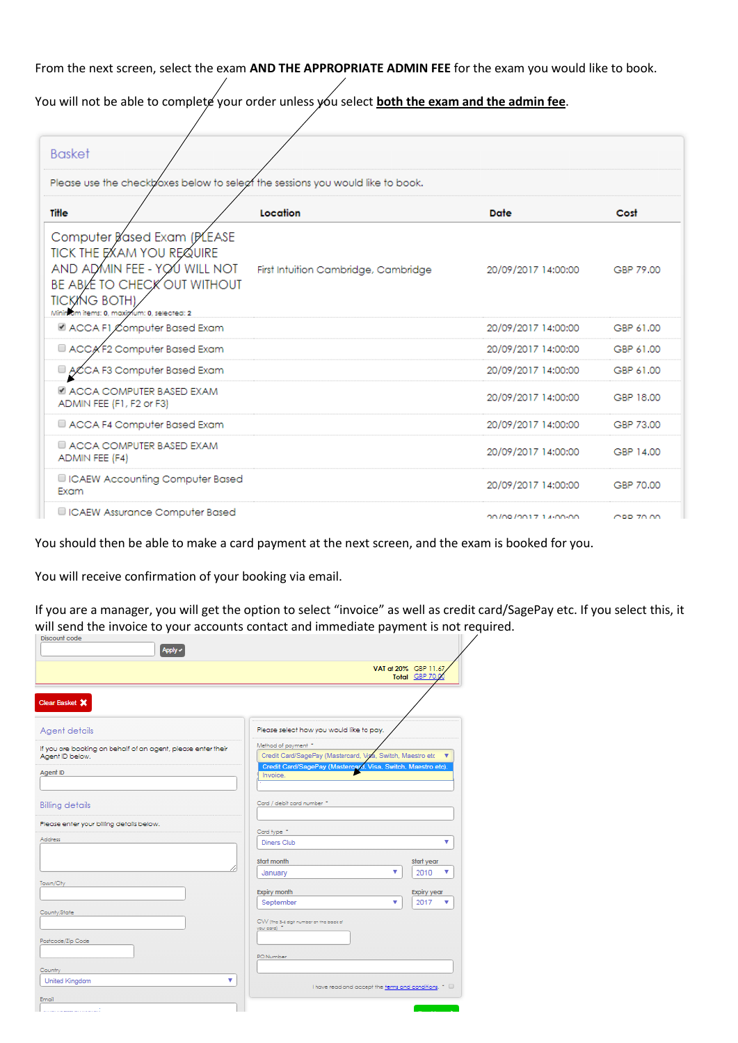From the next screen, select the exam **AND THE APPROPRIATE ADMIN FEE** for the exam you would like to book.

You will not be able to complete your order unless you select **both the exam and the admin fee**.

Basket

Please use the checkboxes below to select the sessions you would like to book.

| Title | Location | Date | Cost |
|---|---|---|---|
| Computer Based Exam (PLEASE TICK THE EXAM YOU REQUIRE AND ADMIN FEE - YOU WILL NOT BE ABLE TO CHECK OUT WITHOUT TICKING BOTH) Minimum items: 0, maximum: 0, selected: 2 | First Intuition Cambridge, Cambridge | 20/09/2017 14:00:00 | GBP 79.00 |
| ☑ ACCA F1 Computer Based Exam | | 20/09/2017 14:00:00 | GBP 61.00 |
| ☐ ACCA F2 Computer Based Exam | | 20/09/2017 14:00:00 | GBP 61.00 |
| ☐ ACCA F3 Computer Based Exam | | 20/09/2017 14:00:00 | GBP 61.00 |
| ☑ ACCA COMPUTER BASED EXAM ADMIN FEE (F1, F2 or F3) | | 20/09/2017 14:00:00 | GBP 18.00 |
| ☐ ACCA F4 Computer Based Exam | | 20/09/2017 14:00:00 | GBP 73.00 |
| ☐ ACCA COMPUTER BASED EXAM ADMIN FEE (F4) | | 20/09/2017 14:00:00 | GBP 14.00 |
| ☐ ICAEW Accounting Computer Based Exam | | 20/09/2017 14:00:00 | GBP 70.00 |
| ☐ ICAEW Assurance Computer Based | | 20/09/2017 14:00:00 | GBP 70.00 |

You should then be able to make a card payment at the next screen, and the exam is booked for you.

You will receive confirmation of your booking via email.

If you are a manager, you will get the option to select "invoice" as well as credit card/SagePay etc. If you select this, it will send the invoice to your accounts contact and immediate payment is not required.

Discount code

Apply

VAT at 20% GBP 11.67
Total GBP 70.00

Clear Basket

Agent details

If you are booking on behalf of an agent, please enter their Agent ID below.

Agent ID

Billing details

Please enter your billing details below.

Address

Town/City

County/State

Postcode/Zip Code

Country: United Kingdom

Email

Please select how you would like to pay.

Method of payment *: Credit Card/SagePay (Mastercard, Visa, Switch, Maestro etc)

- Credit Card/SagePay (Mastercard, Visa, Switch, Maestro etc)
- Invoice

Card / debit card number *

Card type *: Diners Club

Start month: January | Start year: 2010

Expiry month: September | Expiry year: 2017

CVV (the 3-4 digit number on the back of your card) *

PO Number

I have read and accept the terms and conditions *